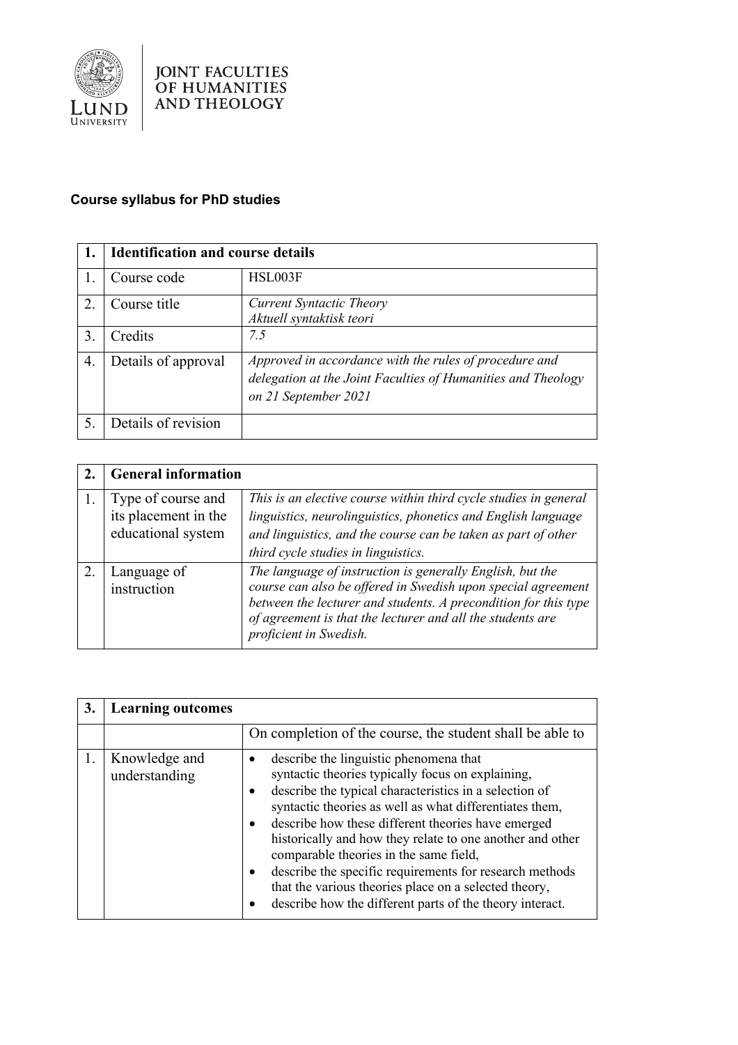JOINT FACULTIES OF HUMANITIES AND THEOLOGY

LUND UNIVERSITY

**Course syllabus for PhD studies**

| 1. | Identification and course details | |
|---|---|---|
| 1. | Course code | HSL003F |
| 2. | Course title | *Current Syntactic Theory*<br>*Aktuell syntaktisk teori* |
| 3. | Credits | *7.5* |
| 4. | Details of approval | *Approved in accordance with the rules of procedure and delegation at the Joint Faculties of Humanities and Theology on 21 September 2021* |
| 5. | Details of revision | |

| 2. | General information | |
|---|---|---|
| 1. | Type of course and its placement in the educational system | *This is an elective course within third cycle studies in general linguistics, neurolinguistics, phonetics and English language and linguistics, and the course can be taken as part of other third cycle studies in linguistics.* |
| 2. | Language of instruction | *The language of instruction is generally English, but the course can also be offered in Swedish upon special agreement between the lecturer and students. A precondition for this type of agreement is that the lecturer and all the students are proficient in Swedish.* |

| 3. | Learning outcomes | |
|---|---|---|
| | | On completion of the course, the student shall be able to |
| 1. | Knowledge and understanding | • describe the linguistic phenomena that syntactic theories typically focus on explaining,<br>• describe the typical characteristics in a selection of syntactic theories as well as what differentiates them,<br>• describe how these different theories have emerged historically and how they relate to one another and other comparable theories in the same field,<br>• describe the specific requirements for research methods that the various theories place on a selected theory,<br>• describe how the different parts of the theory interact. |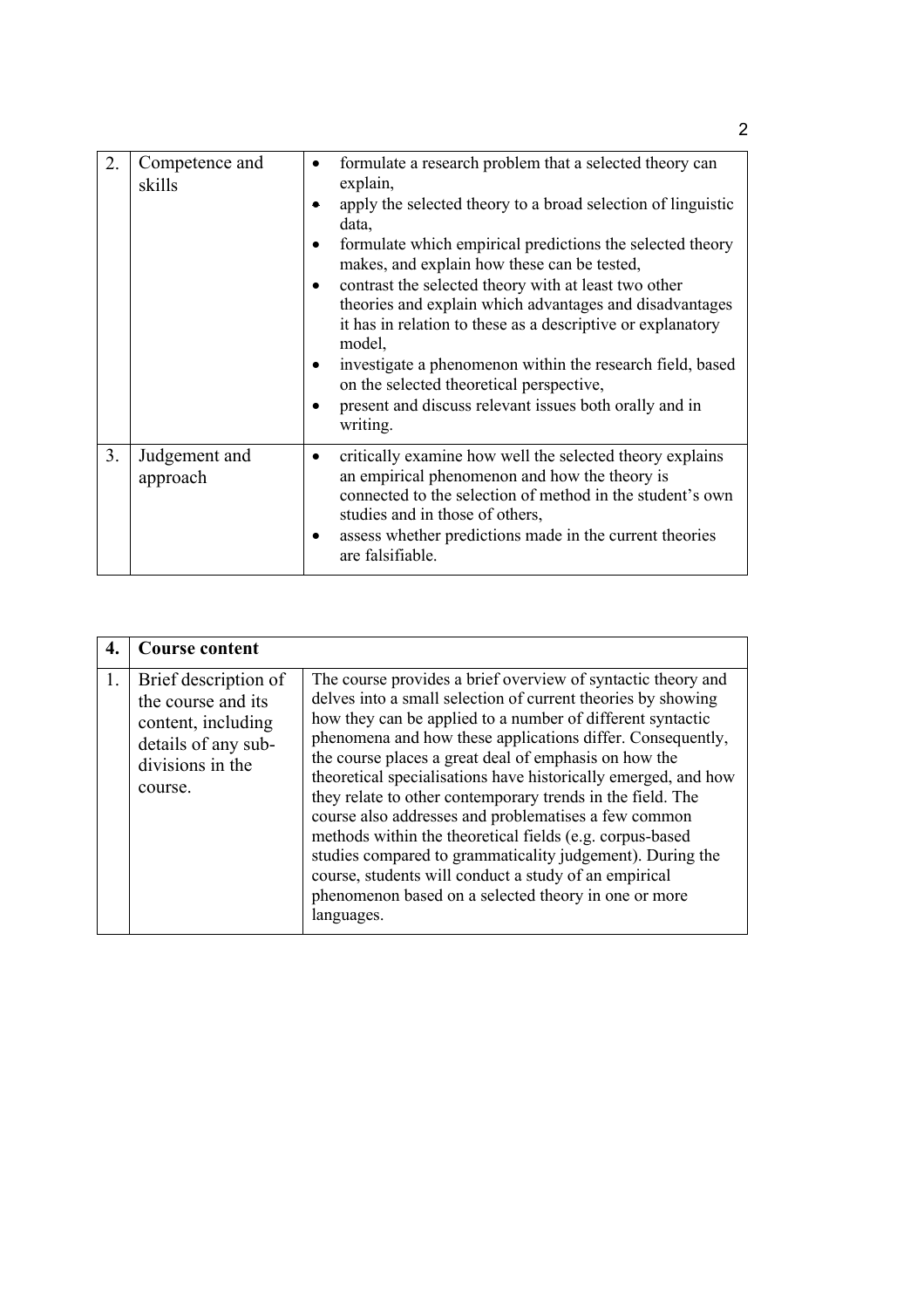| | | |
|---|---|---|
| 2. | Competence and skills | • formulate a research problem that a selected theory can explain,<br>• apply the selected theory to a broad selection of linguistic data,<br>• formulate which empirical predictions the selected theory makes, and explain how these can be tested,<br>• contrast the selected theory with at least two other theories and explain which advantages and disadvantages it has in relation to these as a descriptive or explanatory model,<br>• investigate a phenomenon within the research field, based on the selected theoretical perspective,<br>• present and discuss relevant issues both orally and in writing. |
| 3. | Judgement and approach | • critically examine how well the selected theory explains an empirical phenomenon and how the theory is connected to the selection of method in the student's own studies and in those of others,<br>• assess whether predictions made in the current theories are falsifiable. |

| **4.** | **Course content** | |
|---|---|---|
| 1. | Brief description of the course and its content, including details of any sub-divisions in the course. | The course provides a brief overview of syntactic theory and delves into a small selection of current theories by showing how they can be applied to a number of different syntactic phenomena and how these applications differ. Consequently, the course places a great deal of emphasis on how the theoretical specialisations have historically emerged, and how they relate to other contemporary trends in the field. The course also addresses and problematises a few common methods within the theoretical fields (e.g. corpus-based studies compared to grammaticality judgement). During the course, students will conduct a study of an empirical phenomenon based on a selected theory in one or more languages. |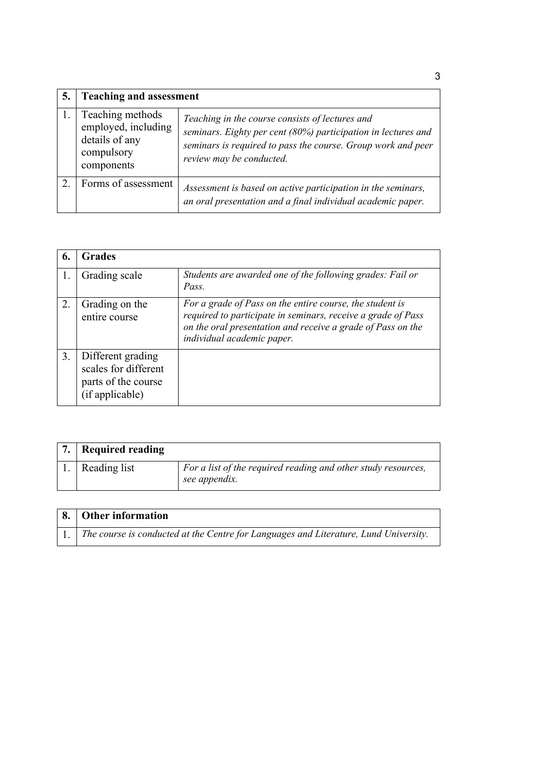| 5. | Teaching and assessment | |
|---|---|---|
| 1. | Teaching methods employed, including details of any compulsory components | *Teaching in the course consists of lectures and seminars. Eighty per cent (80%) participation in lectures and seminars is required to pass the course. Group work and peer review may be conducted.* |
| 2. | Forms of assessment | *Assessment is based on active participation in the seminars, an oral presentation and a final individual academic paper.* |

| 6. | Grades | |
|---|---|---|
| 1. | Grading scale | *Students are awarded one of the following grades: Fail or Pass.* |
| 2. | Grading on the entire course | *For a grade of Pass on the entire course, the student is required to participate in seminars, receive a grade of Pass on the oral presentation and receive a grade of Pass on the individual academic paper.* |
| 3. | Different grading scales for different parts of the course (if applicable) | |

| 7. | Required reading | |
|---|---|---|
| 1. | Reading list | *For a list of the required reading and other study resources, see appendix.* |

| 8. | Other information |
|---|---|
| 1. | *The course is conducted at the Centre for Languages and Literature, Lund University.* |